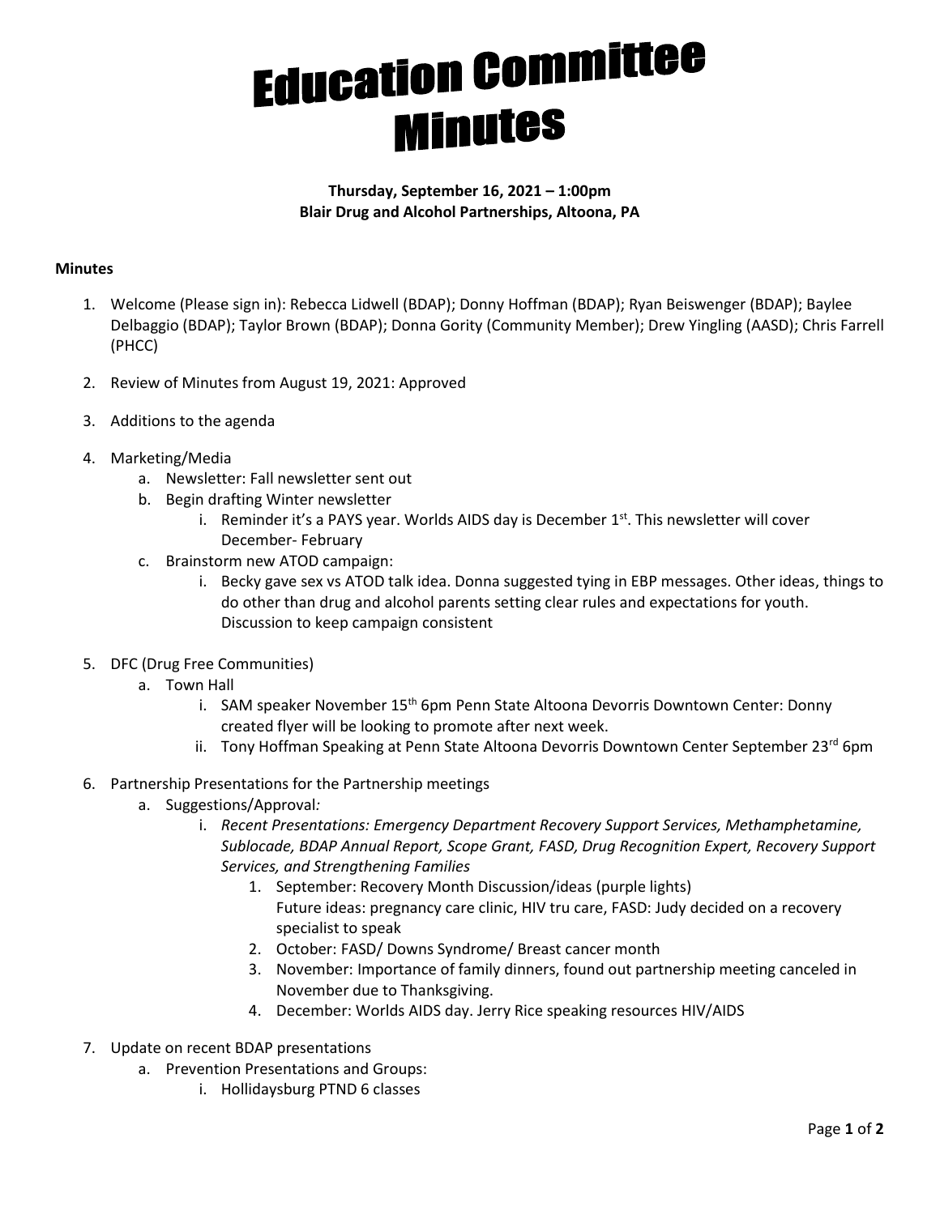# Education Committee Minutes

**Thursday, September 16, 2021 – 1:00pm**
**Blair Drug and Alcohol Partnerships, Altoona, PA**

**Minutes**

1. Welcome (Please sign in): Rebecca Lidwell (BDAP); Donny Hoffman (BDAP); Ryan Beiswenger (BDAP); Baylee Delbaggio (BDAP); Taylor Brown (BDAP); Donna Gority (Community Member); Drew Yingling (AASD); Chris Farrell (PHCC)
2. Review of Minutes from August 19, 2021: Approved
3. Additions to the agenda
4. Marketing/Media
    a. Newsletter: Fall newsletter sent out
    b. Begin drafting Winter newsletter
        i. Reminder it's a PAYS year. Worlds AIDS day is December 1st. This newsletter will cover December- February
    c. Brainstorm new ATOD campaign:
        i. Becky gave sex vs ATOD talk idea. Donna suggested tying in EBP messages. Other ideas, things to do other than drug and alcohol parents setting clear rules and expectations for youth. Discussion to keep campaign consistent
5. DFC (Drug Free Communities)
    a. Town Hall
        i. SAM speaker November 15th 6pm Penn State Altoona Devorris Downtown Center: Donny created flyer will be looking to promote after next week.
        ii. Tony Hoffman Speaking at Penn State Altoona Devorris Downtown Center September 23rd 6pm
6. Partnership Presentations for the Partnership meetings
    a. Suggestions/Approval*:*
        i. *Recent Presentations: Emergency Department Recovery Support Services, Methamphetamine, Sublocade, BDAP Annual Report, Scope Grant, FASD, Drug Recognition Expert, Recovery Support Services, and Strengthening Families*
            1. September: Recovery Month Discussion/ideas (purple lights)
               Future ideas: pregnancy care clinic, HIV tru care, FASD: Judy decided on a recovery specialist to speak
            2. October: FASD/ Downs Syndrome/ Breast cancer month
            3. November: Importance of family dinners, found out partnership meeting canceled in November due to Thanksgiving.
            4. December: Worlds AIDS day. Jerry Rice speaking resources HIV/AIDS
7. Update on recent BDAP presentations
    a. Prevention Presentations and Groups:
        i. Hollidaysburg PTND 6 classes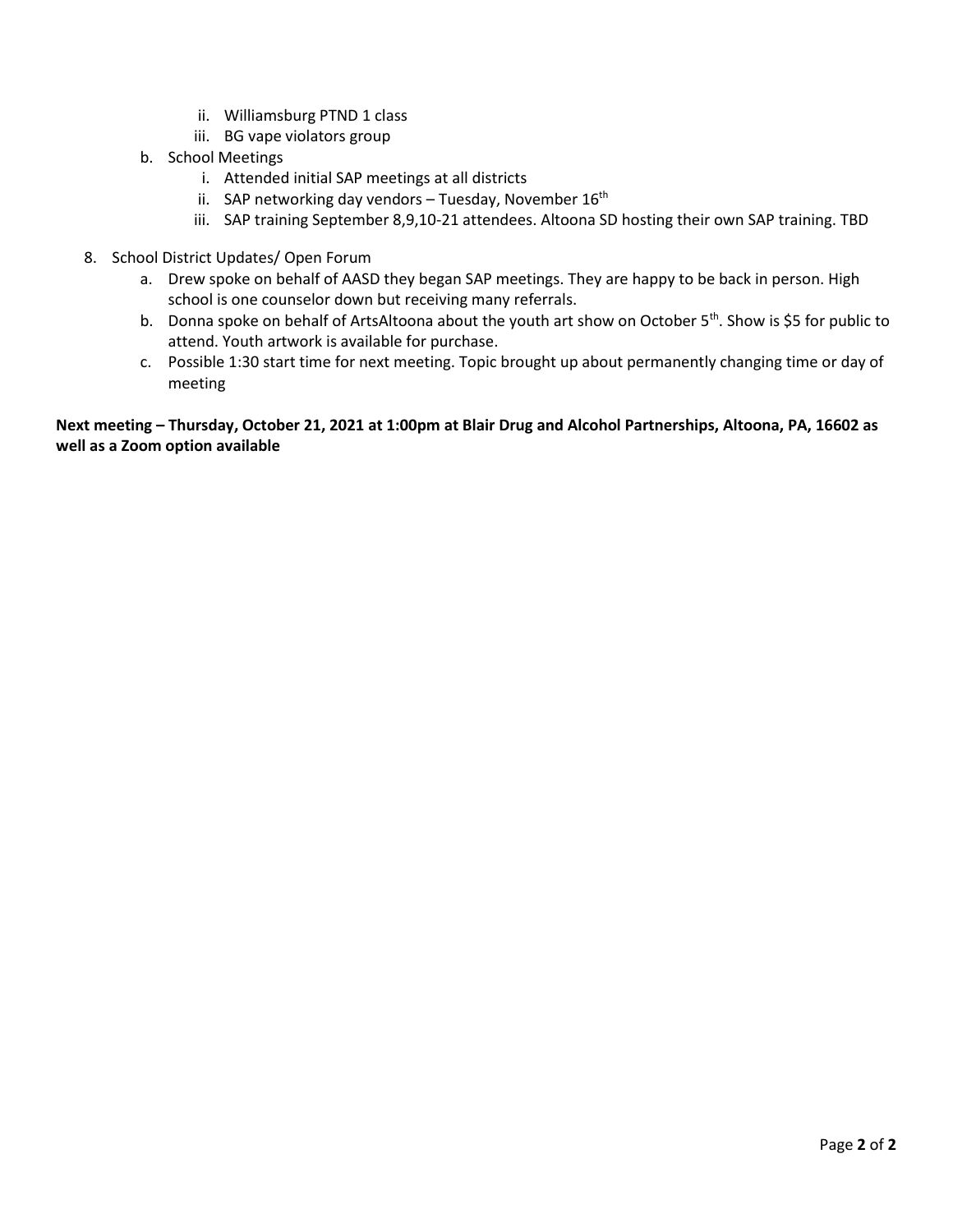- ii. Williamsburg PTND 1 class
   - iii. BG vape violators group
- b. School Meetings
   - i. Attended initial SAP meetings at all districts
   - ii. SAP networking day vendors – Tuesday, November 16th
   - iii. SAP training September 8,9,10-21 attendees. Altoona SD hosting their own SAP training. TBD

8. School District Updates/ Open Forum
   - a. Drew spoke on behalf of AASD they began SAP meetings. They are happy to be back in person. High school is one counselor down but receiving many referrals.
   - b. Donna spoke on behalf of ArtsAltoona about the youth art show on October 5th. Show is $5 for public to attend. Youth artwork is available for purchase.
   - c. Possible 1:30 start time for next meeting. Topic brought up about permanently changing time or day of meeting

**Next meeting – Thursday, October 21, 2021 at 1:00pm at Blair Drug and Alcohol Partnerships, Altoona, PA, 16602 as well as a Zoom option available**